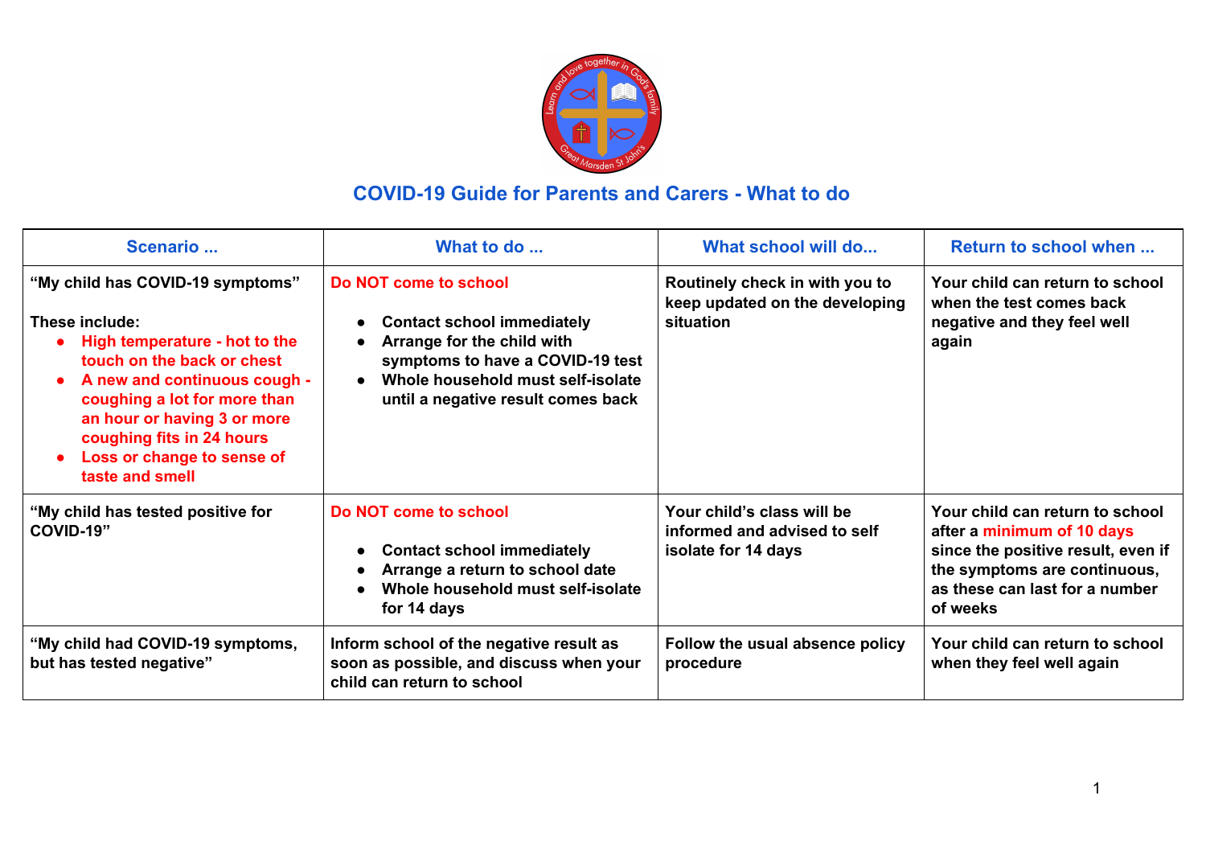# COVID-19 Guide for Parents and Carers - What to do

| Scenario ... | What to do ... | What school will do... | Return to school when ... |
|---|---|---|---|
| **"My child has COVID-19 symptoms"**<br><br>**These include:**<br>• **High temperature - hot to the touch on the back or chest**<br>• **A new and continuous cough - coughing a lot for more than an hour or having 3 or more coughing fits in 24 hours**<br>• **Loss or change to sense of taste and smell** | **Do NOT come to school**<br><br>• **Contact school immediately**<br>• **Arrange for the child with symptoms to have a COVID-19 test**<br>• **Whole household must self-isolate until a negative result comes back** | **Routinely check in with you to keep updated on the developing situation** | **Your child can return to school when the test comes back negative and they feel well again** |
| **"My child has tested positive for COVID-19"** | **Do NOT come to school**<br><br>• **Contact school immediately**<br>• **Arrange a return to school date**<br>• **Whole household must self-isolate for 14 days** | **Your child's class will be informed and advised to self isolate for 14 days** | **Your child can return to school after a minimum of 10 days since the positive result, even if the symptoms are continuous, as these can last for a number of weeks** |
| **"My child had COVID-19 symptoms, but has tested negative"** | **Inform school of the negative result as soon as possible, and discuss when your child can return to school** | **Follow the usual absence policy procedure** | **Your child can return to school when they feel well again** |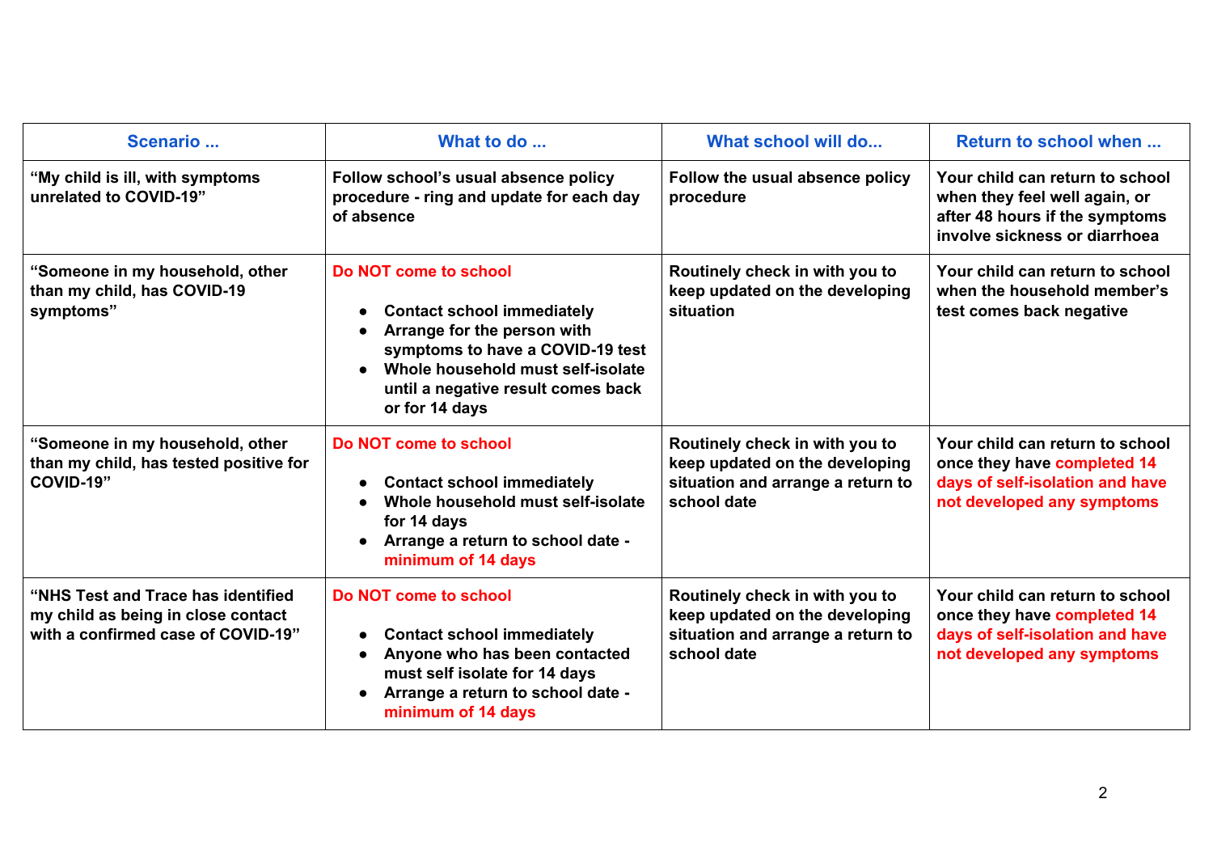| Scenario ... | What to do ... | What school will do... | Return to school when ... |
|---|---|---|---|
| **“My child is ill, with symptoms unrelated to COVID-19”** | **Follow school’s usual absence policy procedure - ring and update for each day of absence** | **Follow the usual absence policy procedure** | **Your child can return to school when they feel well again, or after 48 hours if the symptoms involve sickness or diarrhoea** |
| **“Someone in my household, other than my child, has COVID-19 symptoms”** | **Do NOT come to school**<br>• **Contact school immediately**<br>• **Arrange for the person with symptoms to have a COVID-19 test**<br>• **Whole household must self-isolate until a negative result comes back or for 14 days** | **Routinely check in with you to keep updated on the developing situation** | **Your child can return to school when the household member’s test comes back negative** |
| **“Someone in my household, other than my child, has tested positive for COVID-19”** | **Do NOT come to school**<br>• **Contact school immediately**<br>• **Whole household must self-isolate for 14 days**<br>• **Arrange a return to school date - minimum of 14 days** | **Routinely check in with you to keep updated on the developing situation and arrange a return to school date** | **Your child can return to school once they have completed 14 days of self-isolation and have not developed any symptoms** |
| **“NHS Test and Trace has identified my child as being in close contact with a confirmed case of COVID-19”** | **Do NOT come to school**<br>• **Contact school immediately**<br>• **Anyone who has been contacted must self isolate for 14 days**<br>• **Arrange a return to school date - minimum of 14 days** | **Routinely check in with you to keep updated on the developing situation and arrange a return to school date** | **Your child can return to school once they have completed 14 days of self-isolation and have not developed any symptoms** |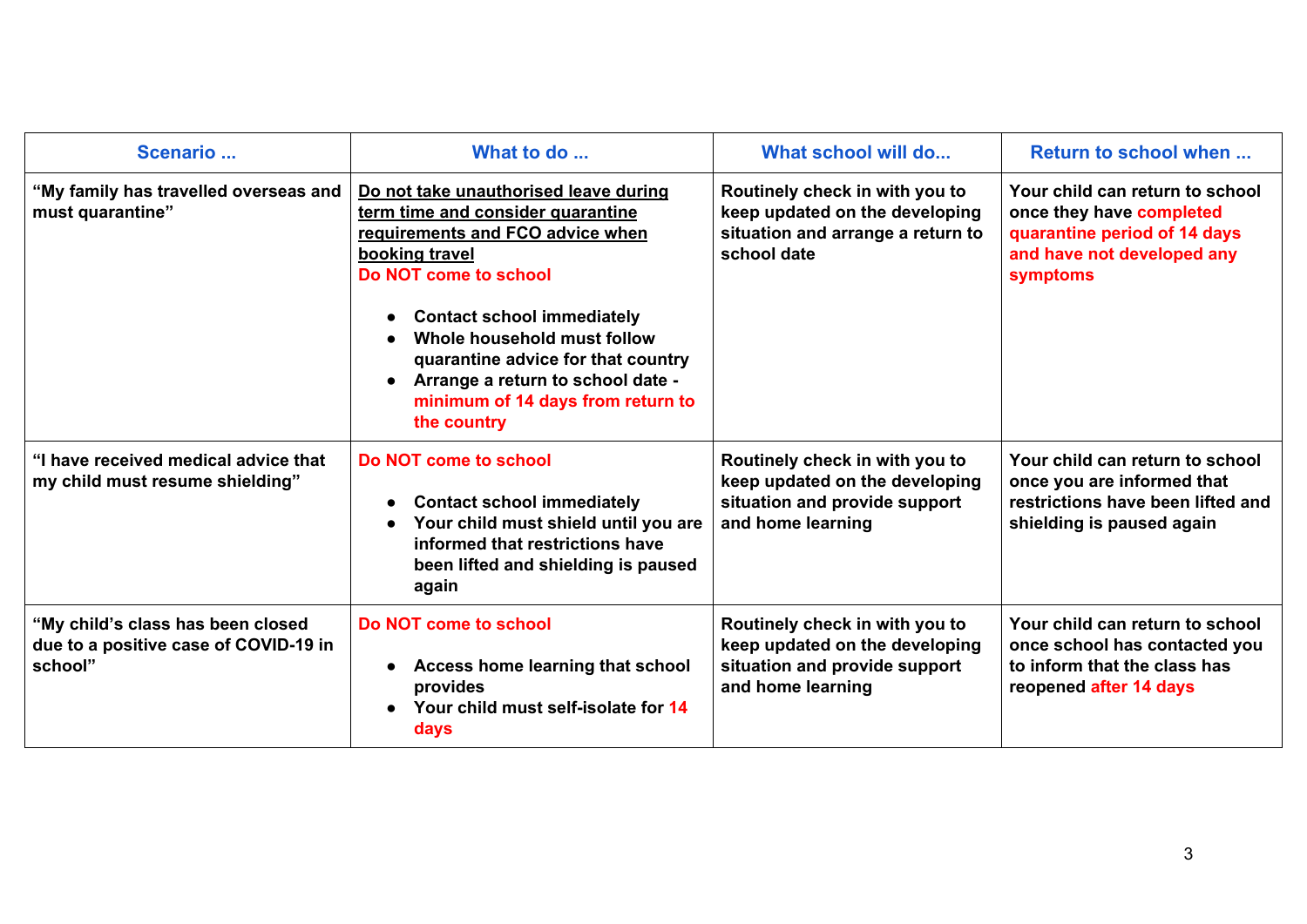| Scenario ... | What to do ... | What school will do... | Return to school when ... |
|---|---|---|---|
| **"My family has travelled overseas and must quarantine"** | **Do not take unauthorised leave during term time and consider quarantine requirements and FCO advice when booking travel** **Do NOT come to school** <br>• **Contact school immediately** <br>• **Whole household must follow quarantine advice for that country** <br>• **Arrange a return to school date - minimum of 14 days from return to the country** | **Routinely check in with you to keep updated on the developing situation and arrange a return to school date** | **Your child can return to school once they have completed quarantine period of 14 days and have not developed any symptoms** |
| **"I have received medical advice that my child must resume shielding"** | **Do NOT come to school** <br>• **Contact school immediately** <br>• **Your child must shield until you are informed that restrictions have been lifted and shielding is paused again** | **Routinely check in with you to keep updated on the developing situation and provide support and home learning** | **Your child can return to school once you are informed that restrictions have been lifted and shielding is paused again** |
| **"My child's class has been closed due to a positive case of COVID-19 in school"** | **Do NOT come to school** <br>• **Access home learning that school provides** <br>• **Your child must self-isolate for 14 days** | **Routinely check in with you to keep updated on the developing situation and provide support and home learning** | **Your child can return to school once school has contacted you to inform that the class has reopened after 14 days** |